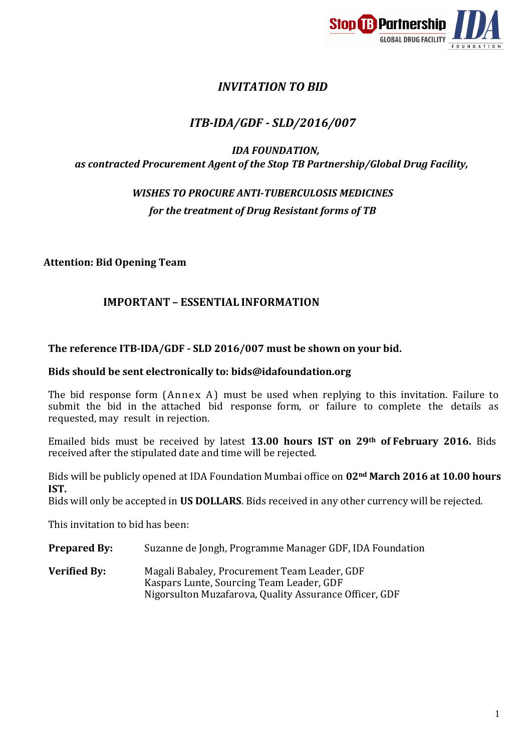# *INVITATION TO BID*

## *ITB-IDA/GDF - SLD/2016/007*

***IDA FOUNDATION,***
***as contracted Procurement Agent of the Stop TB Partnership/Global Drug Facility,***

***WISHES TO PROCURE ANTI-TUBERCULOSIS MEDICINES***
***for the treatment of Drug Resistant forms of TB***

**Attention: Bid Opening Team**

**IMPORTANT – ESSENTIAL INFORMATION**

**The reference ITB-IDA/GDF - SLD 2016/007 must be shown on your bid.**

**Bids should be sent electronically to: bids@idafoundation.org**

The bid response form (Annex A) must be used when replying to this invitation. Failure to submit the bid in the attached bid response form, or failure to complete the details as requested, may result in rejection.

Emailed bids must be received by latest **13.00 hours IST on 29th of February 2016.** Bids received after the stipulated date and time will be rejected.

Bids will be publicly opened at IDA Foundation Mumbai office on **02nd March 2016 at 10.00 hours IST.**
Bids will only be accepted in **US DOLLARS**. Bids received in any other currency will be rejected.

This invitation to bid has been:

**Prepared By:** Suzanne de Jongh, Programme Manager GDF, IDA Foundation

**Verified By:** Magali Babaley, Procurement Team Leader, GDF
Kaspars Lunte, Sourcing Team Leader, GDF
Nigorsulton Muzafarova, Quality Assurance Officer, GDF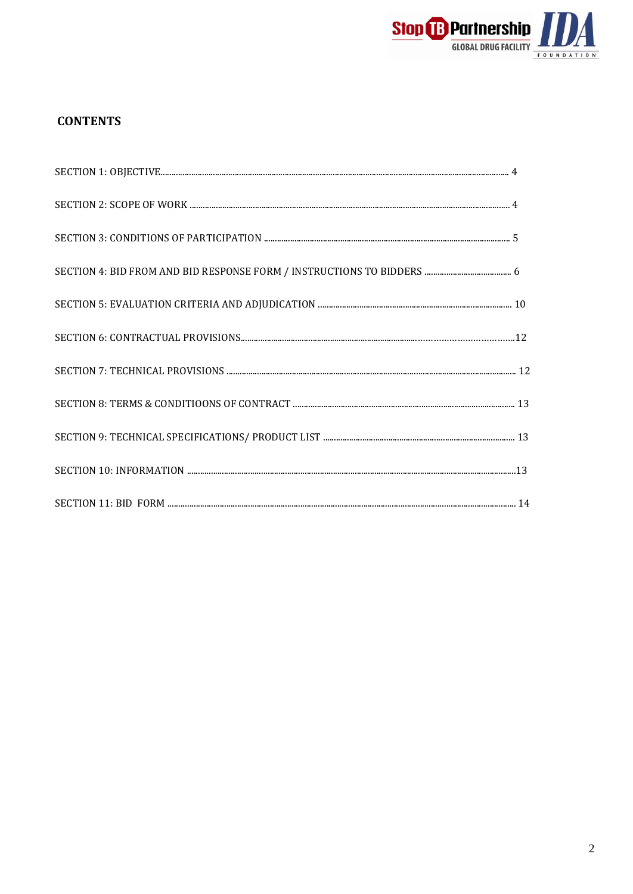## CONTENTS

SECTION 1: OBJECTIVE.......................................................................................................................................................... 4

SECTION 2: SCOPE OF WORK .............................................................................................................................................. 4

SECTION 3: CONDITIONS OF PARTICIPATION ....................................................................................................... 5

SECTION 4: BID FROM AND BID RESPONSE FORM / INSTRUCTIONS TO BIDDERS ....................................... 6

SECTION 5: EVALUATION CRITERIA AND ADJUDICATION ................................................................................. 10

SECTION 6: CONTRACTUAL PROVISIONS.........................................................................................................12

SECTION 7: TECHNICAL PROVISIONS ........................................................................................................................ 12

SECTION 8: TERMS & CONDITIOONS OF CONTRACT ............................................................................................ 13

SECTION 9: TECHNICAL SPECIFICATIONS/ PRODUCT LIST ................................................................................ 13

SECTION 10: INFORMATION ..........................................................................................................................................13

SECTION 11: BID FORM ..................................................................................................................................................... 14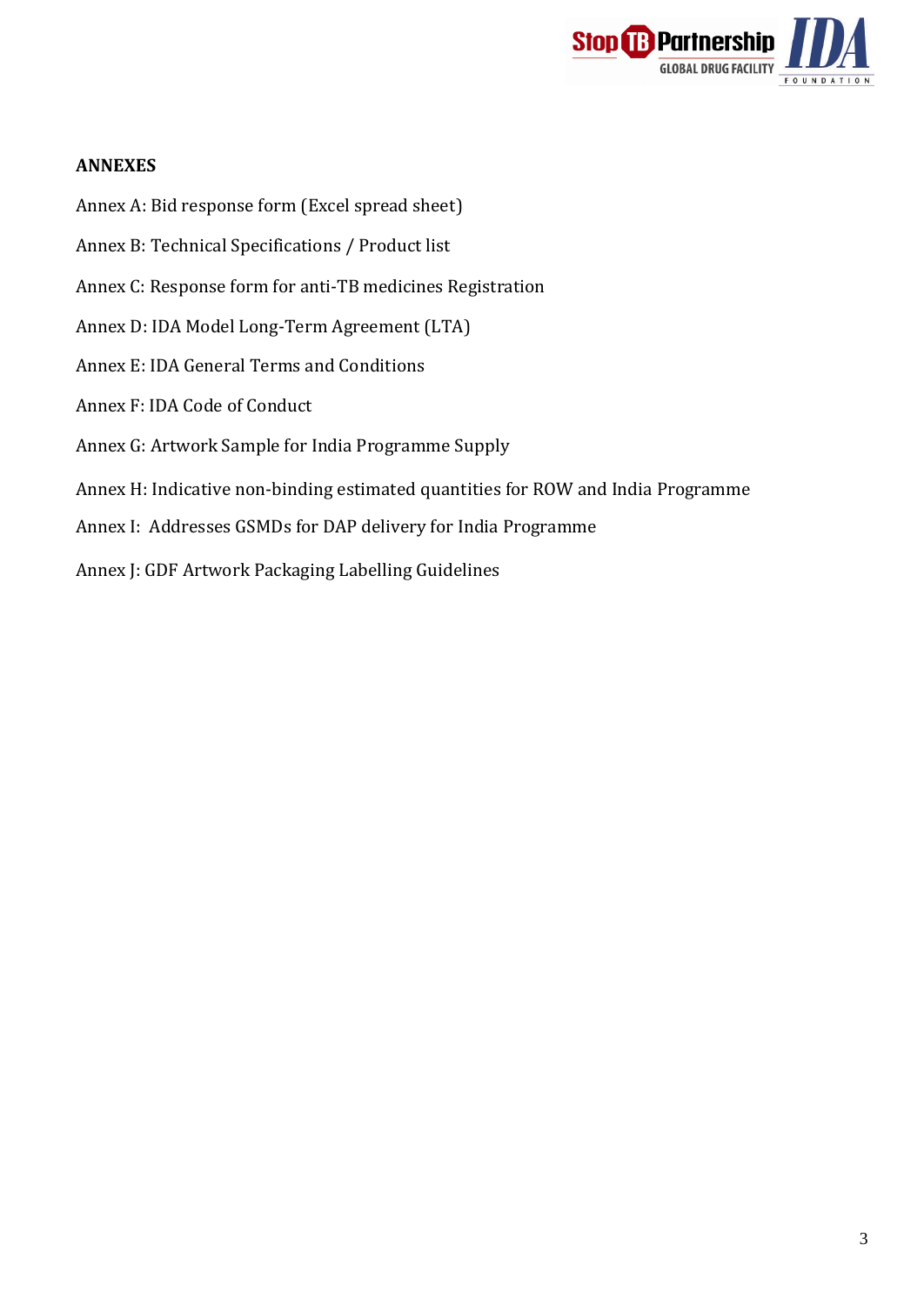**ANNEXES**

Annex A: Bid response form (Excel spread sheet)

Annex B: Technical Specifications / Product list

Annex C: Response form for anti-TB medicines Registration

Annex D: IDA Model Long-Term Agreement (LTA)

Annex E: IDA General Terms and Conditions

Annex F: IDA Code of Conduct

Annex G: Artwork Sample for India Programme Supply

Annex H: Indicative non-binding estimated quantities for ROW and India Programme

Annex I: Addresses GSMDs for DAP delivery for India Programme

Annex J: GDF Artwork Packaging Labelling Guidelines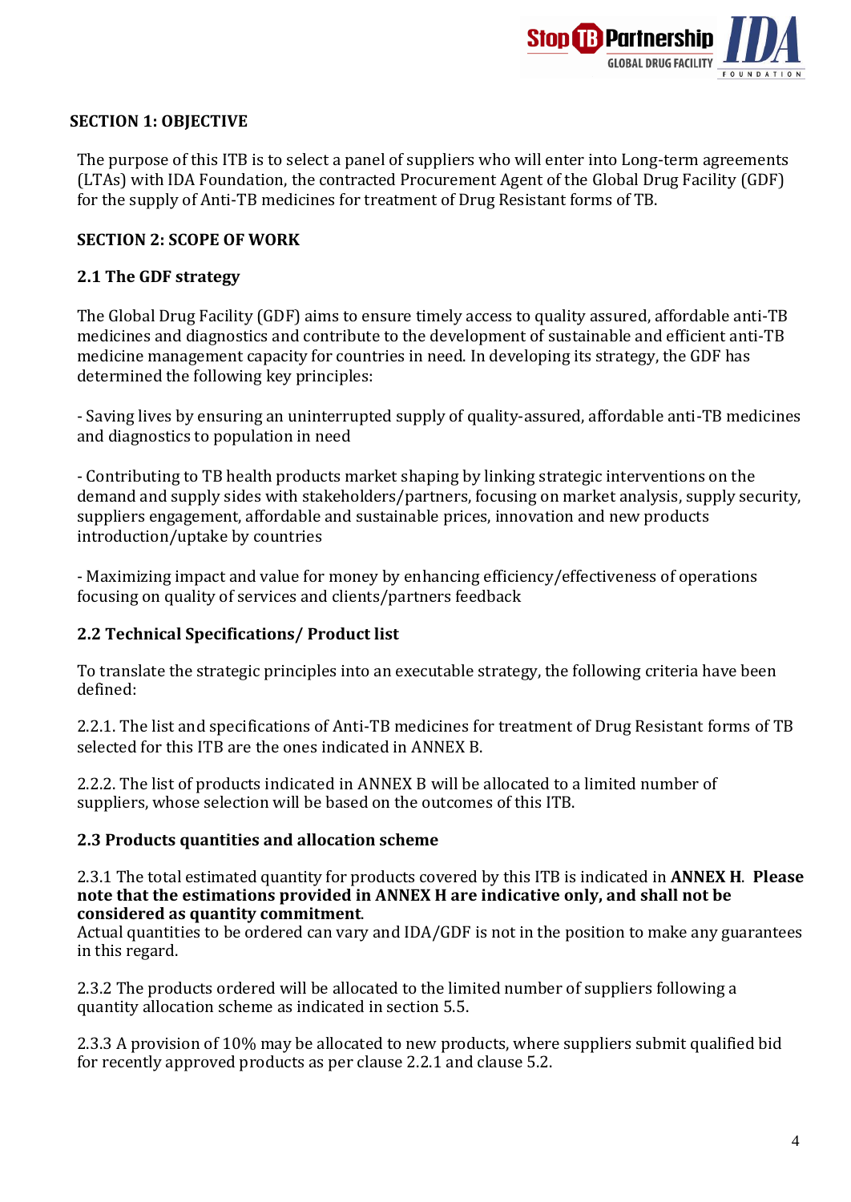## SECTION 1: OBJECTIVE

The purpose of this ITB is to select a panel of suppliers who will enter into Long-term agreements (LTAs) with IDA Foundation, the contracted Procurement Agent of the Global Drug Facility (GDF) for the supply of Anti-TB medicines for treatment of Drug Resistant forms of TB.

## SECTION 2: SCOPE OF WORK

### 2.1 The GDF strategy

The Global Drug Facility (GDF) aims to ensure timely access to quality assured, affordable anti-TB medicines and diagnostics and contribute to the development of sustainable and efficient anti-TB medicine management capacity for countries in need. In developing its strategy, the GDF has determined the following key principles:

- Saving lives by ensuring an uninterrupted supply of quality-assured, affordable anti-TB medicines and diagnostics to population in need

- Contributing to TB health products market shaping by linking strategic interventions on the demand and supply sides with stakeholders/partners, focusing on market analysis, supply security, suppliers engagement, affordable and sustainable prices, innovation and new products introduction/uptake by countries

- Maximizing impact and value for money by enhancing efficiency/effectiveness of operations focusing on quality of services and clients/partners feedback

### 2.2 Technical Specifications/ Product list

To translate the strategic principles into an executable strategy, the following criteria have been defined:

2.2.1. The list and specifications of Anti-TB medicines for treatment of Drug Resistant forms of TB selected for this ITB are the ones indicated in ANNEX B.

2.2.2. The list of products indicated in ANNEX B will be allocated to a limited number of suppliers, whose selection will be based on the outcomes of this ITB.

### 2.3 Products quantities and allocation scheme

2.3.1 The total estimated quantity for products covered by this ITB is indicated in **ANNEX H**. **Please note that the estimations provided in ANNEX H are indicative only, and shall not be considered as quantity commitment**.
Actual quantities to be ordered can vary and IDA/GDF is not in the position to make any guarantees in this regard.

2.3.2 The products ordered will be allocated to the limited number of suppliers following a quantity allocation scheme as indicated in section 5.5.

2.3.3 A provision of 10% may be allocated to new products, where suppliers submit qualified bid for recently approved products as per clause 2.2.1 and clause 5.2.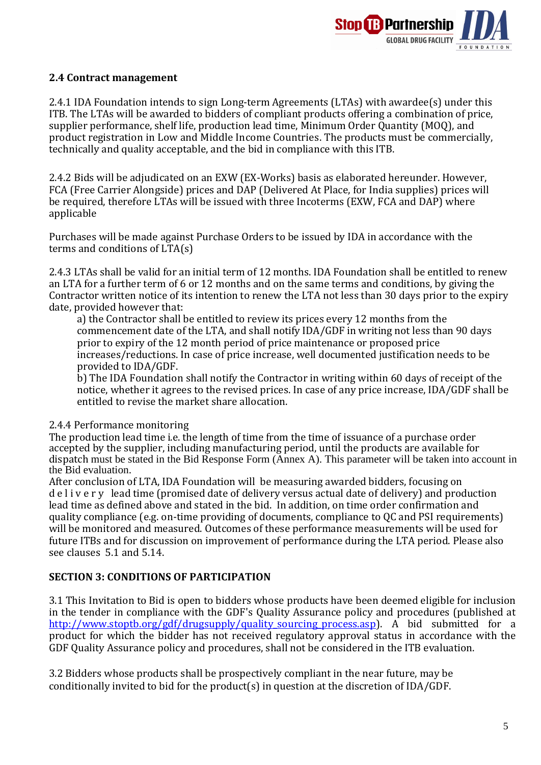### 2.4 Contract management

2.4.1 IDA Foundation intends to sign Long-term Agreements (LTAs) with awardee(s) under this ITB. The LTAs will be awarded to bidders of compliant products offering a combination of price, supplier performance, shelf life, production lead time, Minimum Order Quantity (MOQ), and product registration in Low and Middle Income Countries. The products must be commercially, technically and quality acceptable, and the bid in compliance with this ITB.

2.4.2 Bids will be adjudicated on an EXW (EX-Works) basis as elaborated hereunder. However, FCA (Free Carrier Alongside) prices and DAP (Delivered At Place, for India supplies) prices will be required, therefore LTAs will be issued with three Incoterms (EXW, FCA and DAP) where applicable

Purchases will be made against Purchase Orders to be issued by IDA in accordance with the terms and conditions of LTA(s)

2.4.3 LTAs shall be valid for an initial term of 12 months. IDA Foundation shall be entitled to renew an LTA for a further term of 6 or 12 months and on the same terms and conditions, by giving the Contractor written notice of its intention to renew the LTA not less than 30 days prior to the expiry date, provided however that:

a) the Contractor shall be entitled to review its prices every 12 months from the commencement date of the LTA, and shall notify IDA/GDF in writing not less than 90 days prior to expiry of the 12 month period of price maintenance or proposed price increases/reductions. In case of price increase, well documented justification needs to be provided to IDA/GDF.

b) The IDA Foundation shall notify the Contractor in writing within 60 days of receipt of the notice, whether it agrees to the revised prices. In case of any price increase, IDA/GDF shall be entitled to revise the market share allocation.

2.4.4 Performance monitoring

The production lead time i.e. the length of time from the time of issuance of a purchase order accepted by the supplier, including manufacturing period, until the products are available for dispatch must be stated in the Bid Response Form (Annex A). This parameter will be taken into account in the Bid evaluation.

After conclusion of LTA, IDA Foundation will be measuring awarded bidders, focusing on delivery lead time (promised date of delivery versus actual date of delivery) and production lead time as defined above and stated in the bid. In addition, on time order confirmation and quality compliance (e.g. on-time providing of documents, compliance to QC and PSI requirements) will be monitored and measured. Outcomes of these performance measurements will be used for future ITBs and for discussion on improvement of performance during the LTA period. Please also see clauses 5.1 and 5.14.

## SECTION 3: CONDITIONS OF PARTICIPATION

3.1 This Invitation to Bid is open to bidders whose products have been deemed eligible for inclusion in the tender in compliance with the GDF's Quality Assurance policy and procedures (published at http://www.stoptb.org/gdf/drugsupply/quality_sourcing_process.asp). A bid submitted for a product for which the bidder has not received regulatory approval status in accordance with the GDF Quality Assurance policy and procedures, shall not be considered in the ITB evaluation.

3.2 Bidders whose products shall be prospectively compliant in the near future, may be conditionally invited to bid for the product(s) in question at the discretion of IDA/GDF.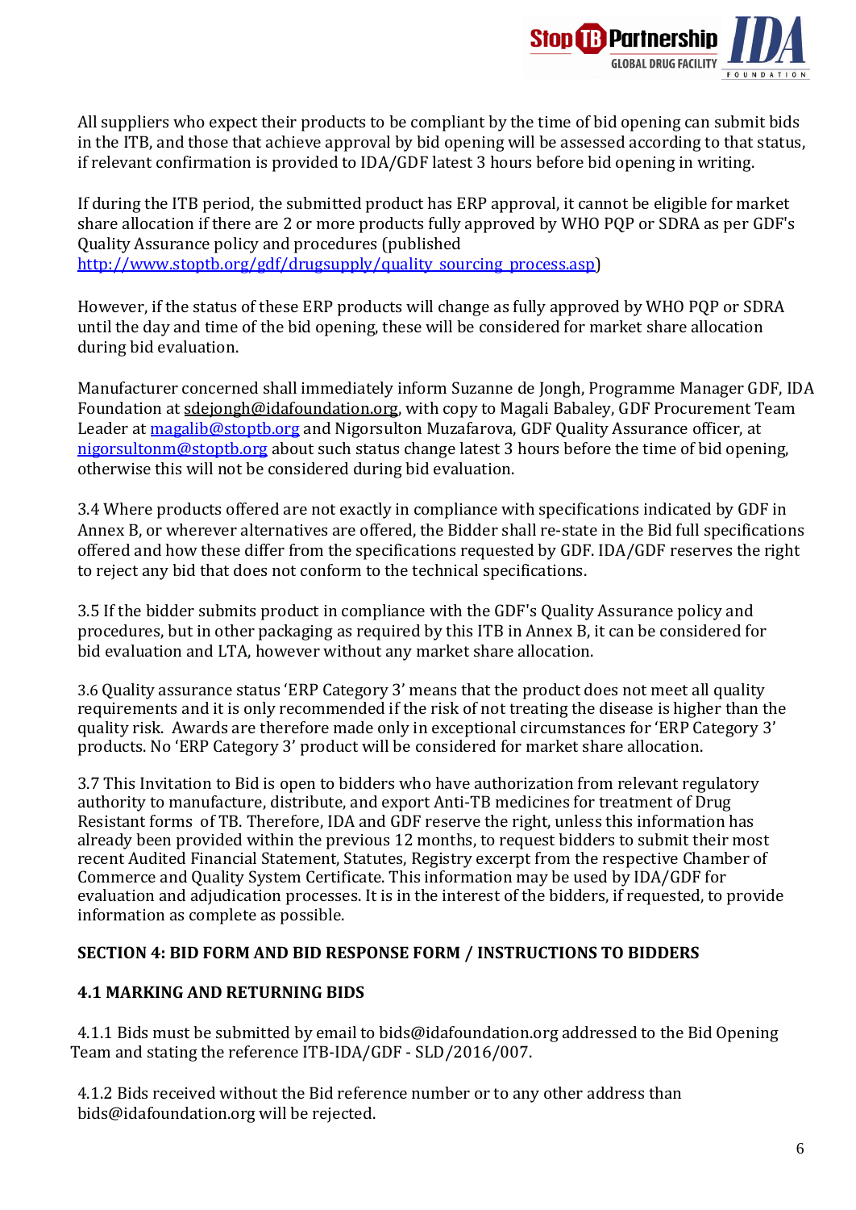All suppliers who expect their products to be compliant by the time of bid opening can submit bids in the ITB, and those that achieve approval by bid opening will be assessed according to that status, if relevant confirmation is provided to IDA/GDF latest 3 hours before bid opening in writing.

If during the ITB period, the submitted product has ERP approval, it cannot be eligible for market share allocation if there are 2 or more products fully approved by WHO PQP or SDRA as per GDF's Quality Assurance policy and procedures (published [http://www.stoptb.org/gdf/drugsupply/quality_sourcing_process.asp](http://www.stoptb.org/gdf/drugsupply/quality_sourcing_process.asp))

However, if the status of these ERP products will change as fully approved by WHO PQP or SDRA until the day and time of the bid opening, these will be considered for market share allocation during bid evaluation.

Manufacturer concerned shall immediately inform Suzanne de Jongh, Programme Manager GDF, IDA Foundation at sdejongh@idafoundation.org, with copy to Magali Babaley, GDF Procurement Team Leader at magalib@stoptb.org and Nigorsulton Muzafarova, GDF Quality Assurance officer, at nigorsultonm@stoptb.org about such status change latest 3 hours before the time of bid opening, otherwise this will not be considered during bid evaluation.

3.4 Where products offered are not exactly in compliance with specifications indicated by GDF in Annex B, or wherever alternatives are offered, the Bidder shall re-state in the Bid full specifications offered and how these differ from the specifications requested by GDF. IDA/GDF reserves the right to reject any bid that does not conform to the technical specifications.

3.5 If the bidder submits product in compliance with the GDF's Quality Assurance policy and procedures, but in other packaging as required by this ITB in Annex B, it can be considered for bid evaluation and LTA, however without any market share allocation.

3.6 Quality assurance status 'ERP Category 3' means that the product does not meet all quality requirements and it is only recommended if the risk of not treating the disease is higher than the quality risk. Awards are therefore made only in exceptional circumstances for 'ERP Category 3' products. No 'ERP Category 3' product will be considered for market share allocation.

3.7 This Invitation to Bid is open to bidders who have authorization from relevant regulatory authority to manufacture, distribute, and export Anti-TB medicines for treatment of Drug Resistant forms of TB. Therefore, IDA and GDF reserve the right, unless this information has already been provided within the previous 12 months, to request bidders to submit their most recent Audited Financial Statement, Statutes, Registry excerpt from the respective Chamber of Commerce and Quality System Certificate. This information may be used by IDA/GDF for evaluation and adjudication processes. It is in the interest of the bidders, if requested, to provide information as complete as possible.

## SECTION 4: BID FORM AND BID RESPONSE FORM / INSTRUCTIONS TO BIDDERS

### 4.1 MARKING AND RETURNING BIDS

4.1.1 Bids must be submitted by email to bids@idafoundation.org addressed to the Bid Opening Team and stating the reference ITB-IDA/GDF - SLD/2016/007.

4.1.2 Bids received without the Bid reference number or to any other address than bids@idafoundation.org will be rejected.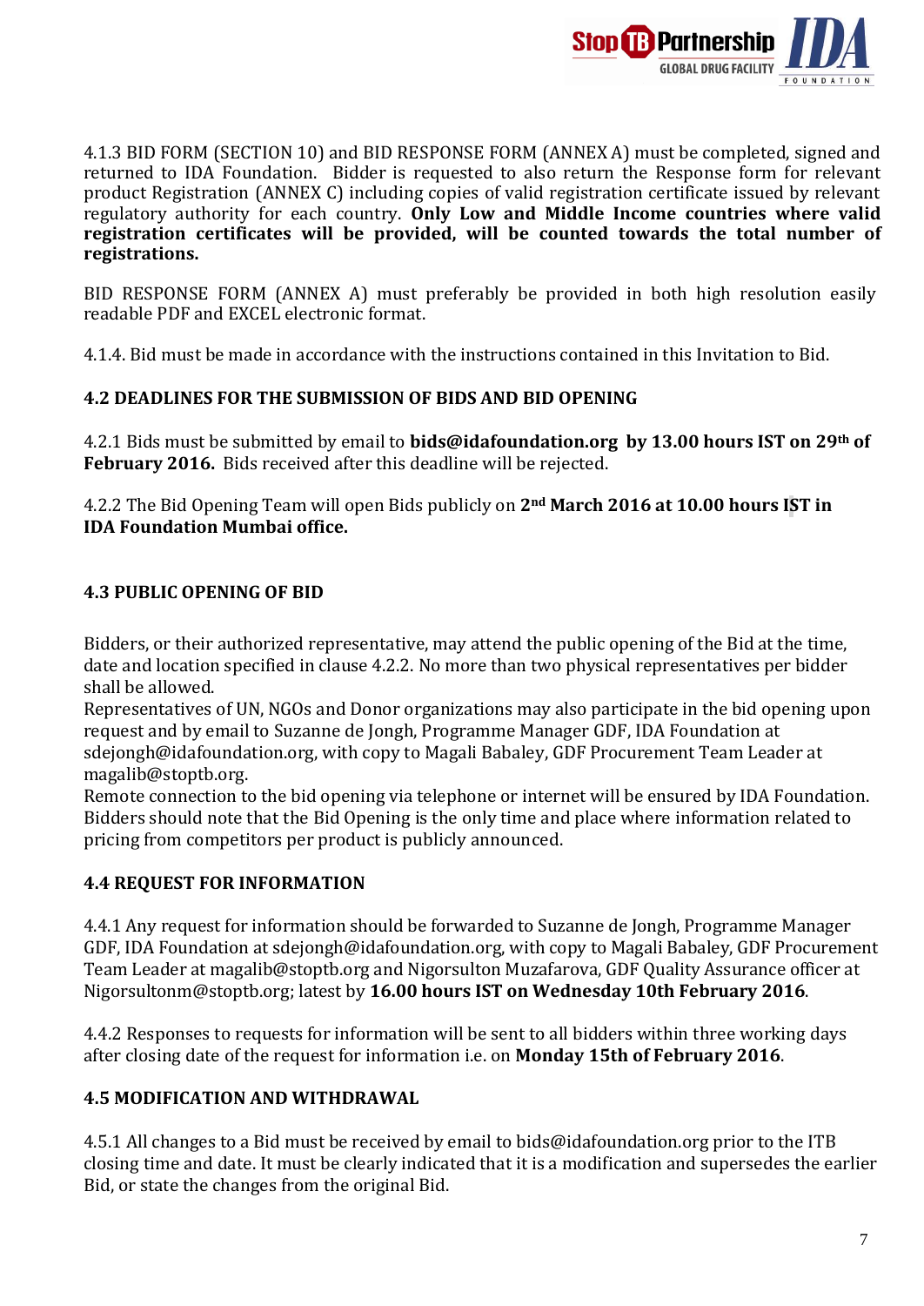4.1.3 BID FORM (SECTION 10) and BID RESPONSE FORM (ANNEX A) must be completed, signed and returned to IDA Foundation. Bidder is requested to also return the Response form for relevant product Registration (ANNEX C) including copies of valid registration certificate issued by relevant regulatory authority for each country. **Only Low and Middle Income countries where valid registration certificates will be provided, will be counted towards the total number of registrations.**

BID RESPONSE FORM (ANNEX A) must preferably be provided in both high resolution easily readable PDF and EXCEL electronic format.

4.1.4. Bid must be made in accordance with the instructions contained in this Invitation to Bid.

## 4.2 DEADLINES FOR THE SUBMISSION OF BIDS AND BID OPENING

4.2.1 Bids must be submitted by email to **bids@idafoundation.org by 13.00 hours IST on 29th of February 2016.** Bids received after this deadline will be rejected.

4.2.2 The Bid Opening Team will open Bids publicly on **2nd March 2016 at 10.00 hours IST in IDA Foundation Mumbai office.**

## 4.3 PUBLIC OPENING OF BID

Bidders, or their authorized representative, may attend the public opening of the Bid at the time, date and location specified in clause 4.2.2. No more than two physical representatives per bidder shall be allowed.

Representatives of UN, NGOs and Donor organizations may also participate in the bid opening upon request and by email to Suzanne de Jongh, Programme Manager GDF, IDA Foundation at sdejongh@idafoundation.org, with copy to Magali Babaley, GDF Procurement Team Leader at magalib@stoptb.org.

Remote connection to the bid opening via telephone or internet will be ensured by IDA Foundation. Bidders should note that the Bid Opening is the only time and place where information related to pricing from competitors per product is publicly announced.

## 4.4 REQUEST FOR INFORMATION

4.4.1 Any request for information should be forwarded to Suzanne de Jongh, Programme Manager GDF, IDA Foundation at sdejongh@idafoundation.org, with copy to Magali Babaley, GDF Procurement Team Leader at magalib@stoptb.org and Nigorsulton Muzafarova, GDF Quality Assurance officer at Nigorsultonm@stoptb.org; latest by **16.00 hours IST on Wednesday 10th February 2016**.

4.4.2 Responses to requests for information will be sent to all bidders within three working days after closing date of the request for information i.e. on **Monday 15th of February 2016**.

## 4.5 MODIFICATION AND WITHDRAWAL

4.5.1 All changes to a Bid must be received by email to bids@idafoundation.org prior to the ITB closing time and date. It must be clearly indicated that it is a modification and supersedes the earlier Bid, or state the changes from the original Bid.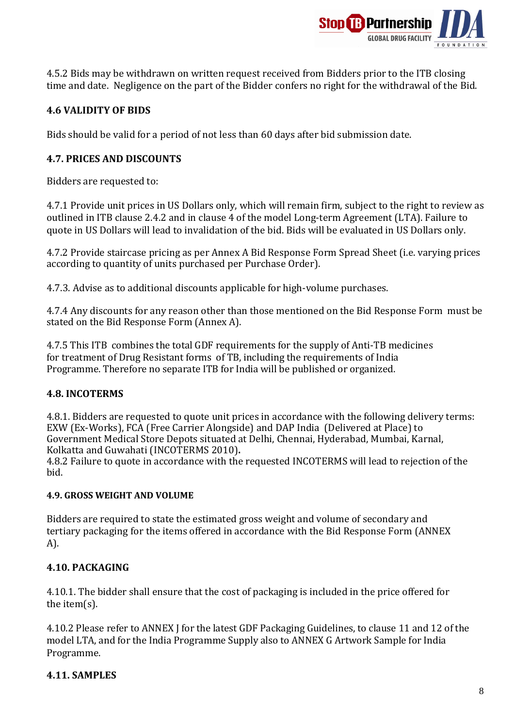4.5.2 Bids may be withdrawn on written request received from Bidders prior to the ITB closing time and date. Negligence on the part of the Bidder confers no right for the withdrawal of the Bid.

### 4.6 VALIDITY OF BIDS

Bids should be valid for a period of not less than 60 days after bid submission date.

### 4.7. PRICES AND DISCOUNTS

Bidders are requested to:

4.7.1 Provide unit prices in US Dollars only, which will remain firm, subject to the right to review as outlined in ITB clause 2.4.2 and in clause 4 of the model Long-term Agreement (LTA). Failure to quote in US Dollars will lead to invalidation of the bid. Bids will be evaluated in US Dollars only.

4.7.2 Provide staircase pricing as per Annex A Bid Response Form Spread Sheet (i.e. varying prices according to quantity of units purchased per Purchase Order).

4.7.3. Advise as to additional discounts applicable for high-volume purchases.

4.7.4 Any discounts for any reason other than those mentioned on the Bid Response Form must be stated on the Bid Response Form (Annex A).

4.7.5 This ITB combines the total GDF requirements for the supply of Anti-TB medicines for treatment of Drug Resistant forms of TB, including the requirements of India Programme. Therefore no separate ITB for India will be published or organized.

### 4.8. INCOTERMS

4.8.1. Bidders are requested to quote unit prices in accordance with the following delivery terms: EXW (Ex-Works), FCA (Free Carrier Alongside) and DAP India (Delivered at Place) to Government Medical Store Depots situated at Delhi, Chennai, Hyderabad, Mumbai, Karnal, Kolkatta and Guwahati (INCOTERMS 2010)**.**
4.8.2 Failure to quote in accordance with the requested INCOTERMS will lead to rejection of the bid.

#### 4.9. GROSS WEIGHT AND VOLUME

Bidders are required to state the estimated gross weight and volume of secondary and tertiary packaging for the items offered in accordance with the Bid Response Form (ANNEX A).

### 4.10. PACKAGING

4.10.1. The bidder shall ensure that the cost of packaging is included in the price offered for the item(s).

4.10.2 Please refer to ANNEX J for the latest GDF Packaging Guidelines, to clause 11 and 12 of the model LTA, and for the India Programme Supply also to ANNEX G Artwork Sample for India Programme.

### 4.11. SAMPLES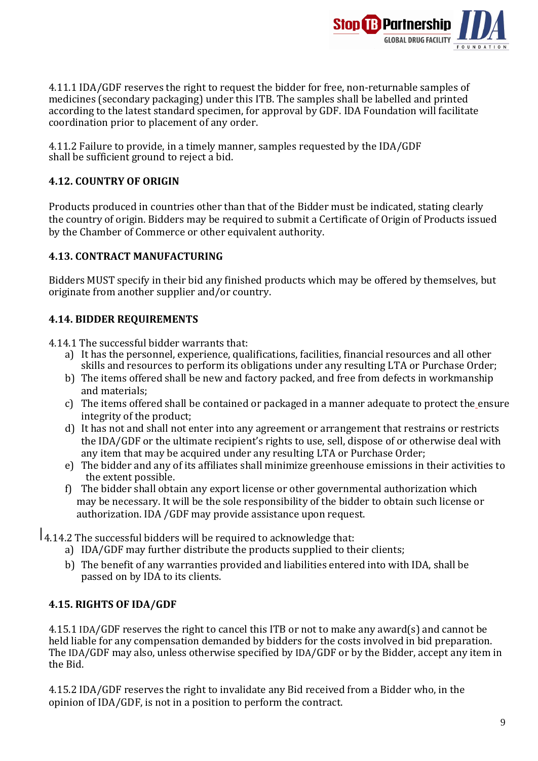4.11.1 IDA/GDF reserves the right to request the bidder for free, non-returnable samples of medicines (secondary packaging) under this ITB. The samples shall be labelled and printed according to the latest standard specimen, for approval by GDF. IDA Foundation will facilitate coordination prior to placement of any order.

4.11.2 Failure to provide, in a timely manner, samples requested by the IDA/GDF shall be sufficient ground to reject a bid.

### 4.12. COUNTRY OF ORIGIN

Products produced in countries other than that of the Bidder must be indicated, stating clearly the country of origin. Bidders may be required to submit a Certificate of Origin of Products issued by the Chamber of Commerce or other equivalent authority.

### 4.13. CONTRACT MANUFACTURING

Bidders MUST specify in their bid any finished products which may be offered by themselves, but originate from another supplier and/or country.

### 4.14. BIDDER REQUIREMENTS

4.14.1 The successful bidder warrants that:

a) It has the personnel, experience, qualifications, facilities, financial resources and all other skills and resources to perform its obligations under any resulting LTA or Purchase Order;
b) The items offered shall be new and factory packed, and free from defects in workmanship and materials;
c) The items offered shall be contained or packaged in a manner adequate to protect the ensure integrity of the product;
d) It has not and shall not enter into any agreement or arrangement that restrains or restricts the IDA/GDF or the ultimate recipient's rights to use, sell, dispose of or otherwise deal with any item that may be acquired under any resulting LTA or Purchase Order;
e) The bidder and any of its affiliates shall minimize greenhouse emissions in their activities to the extent possible.
f) The bidder shall obtain any export license or other governmental authorization which may be necessary. It will be the sole responsibility of the bidder to obtain such license or authorization. IDA /GDF may provide assistance upon request.

4.14.2 The successful bidders will be required to acknowledge that:

a) IDA/GDF may further distribute the products supplied to their clients;
b) The benefit of any warranties provided and liabilities entered into with IDA, shall be passed on by IDA to its clients.

### 4.15. RIGHTS OF IDA/GDF

4.15.1 IDA/GDF reserves the right to cancel this ITB or not to make any award(s) and cannot be held liable for any compensation demanded by bidders for the costs involved in bid preparation. The IDA/GDF may also, unless otherwise specified by IDA/GDF or by the Bidder, accept any item in the Bid.

4.15.2 IDA/GDF reserves the right to invalidate any Bid received from a Bidder who, in the opinion of IDA/GDF, is not in a position to perform the contract.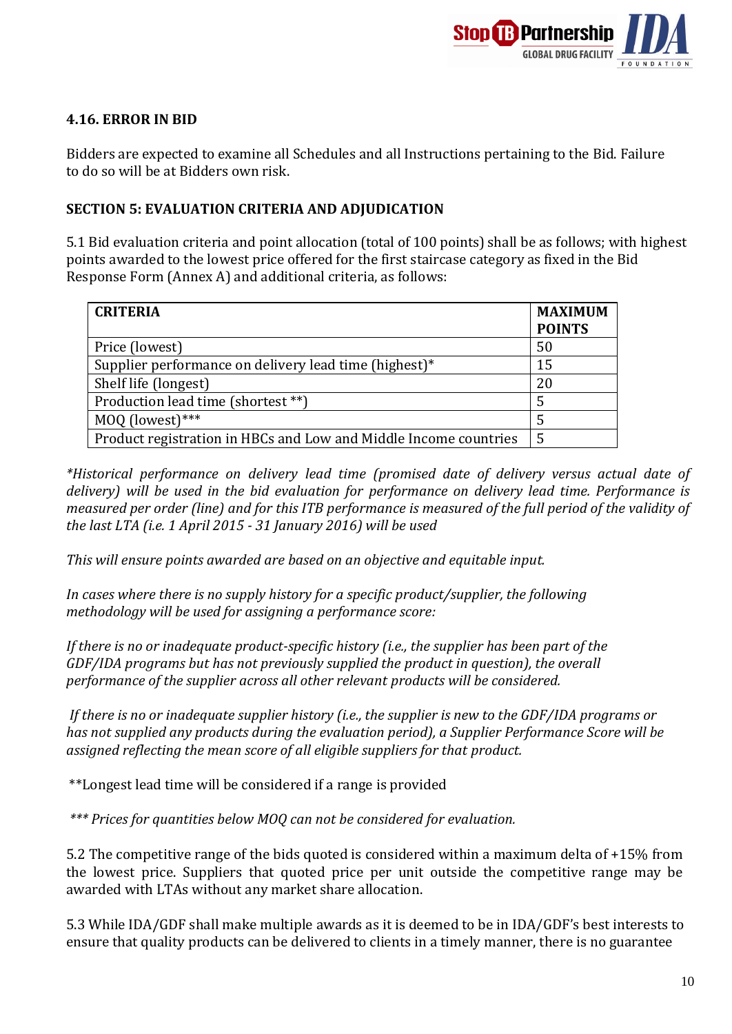### 4.16. ERROR IN BID

Bidders are expected to examine all Schedules and all Instructions pertaining to the Bid. Failure to do so will be at Bidders own risk.

## SECTION 5: EVALUATION CRITERIA AND ADJUDICATION

5.1 Bid evaluation criteria and point allocation (total of 100 points) shall be as follows; with highest points awarded to the lowest price offered for the first staircase category as fixed in the Bid Response Form (Annex A) and additional criteria, as follows:

| CRITERIA | MAXIMUM POINTS |
|---|---|
| Price (lowest) | 50 |
| Supplier performance on delivery lead time (highest)* | 15 |
| Shelf life (longest) | 20 |
| Production lead time (shortest **) | 5 |
| MOQ (lowest)*** | 5 |
| Product registration in HBCs and Low and Middle Income countries | 5 |

*\*Historical performance on delivery lead time (promised date of delivery versus actual date of delivery) will be used in the bid evaluation for performance on delivery lead time. Performance is measured per order (line) and for this ITB performance is measured of the full period of the validity of the last LTA (i.e. 1 April 2015 - 31 January 2016) will be used*

*This will ensure points awarded are based on an objective and equitable input.*

*In cases where there is no supply history for a specific product/supplier, the following methodology will be used for assigning a performance score:*

*If there is no or inadequate product-specific history (i.e., the supplier has been part of the GDF/IDA programs but has not previously supplied the product in question), the overall performance of the supplier across all other relevant products will be considered.*

*If there is no or inadequate supplier history (i.e., the supplier is new to the GDF/IDA programs or has not supplied any products during the evaluation period), a Supplier Performance Score will be assigned reflecting the mean score of all eligible suppliers for that product.*

**Longest lead time will be considered if a range is provided

*\*\*\* Prices for quantities below MOQ can not be considered for evaluation.*

5.2 The competitive range of the bids quoted is considered within a maximum delta of +15% from the lowest price. Suppliers that quoted price per unit outside the competitive range may be awarded with LTAs without any market share allocation.

5.3 While IDA/GDF shall make multiple awards as it is deemed to be in IDA/GDF's best interests to ensure that quality products can be delivered to clients in a timely manner, there is no guarantee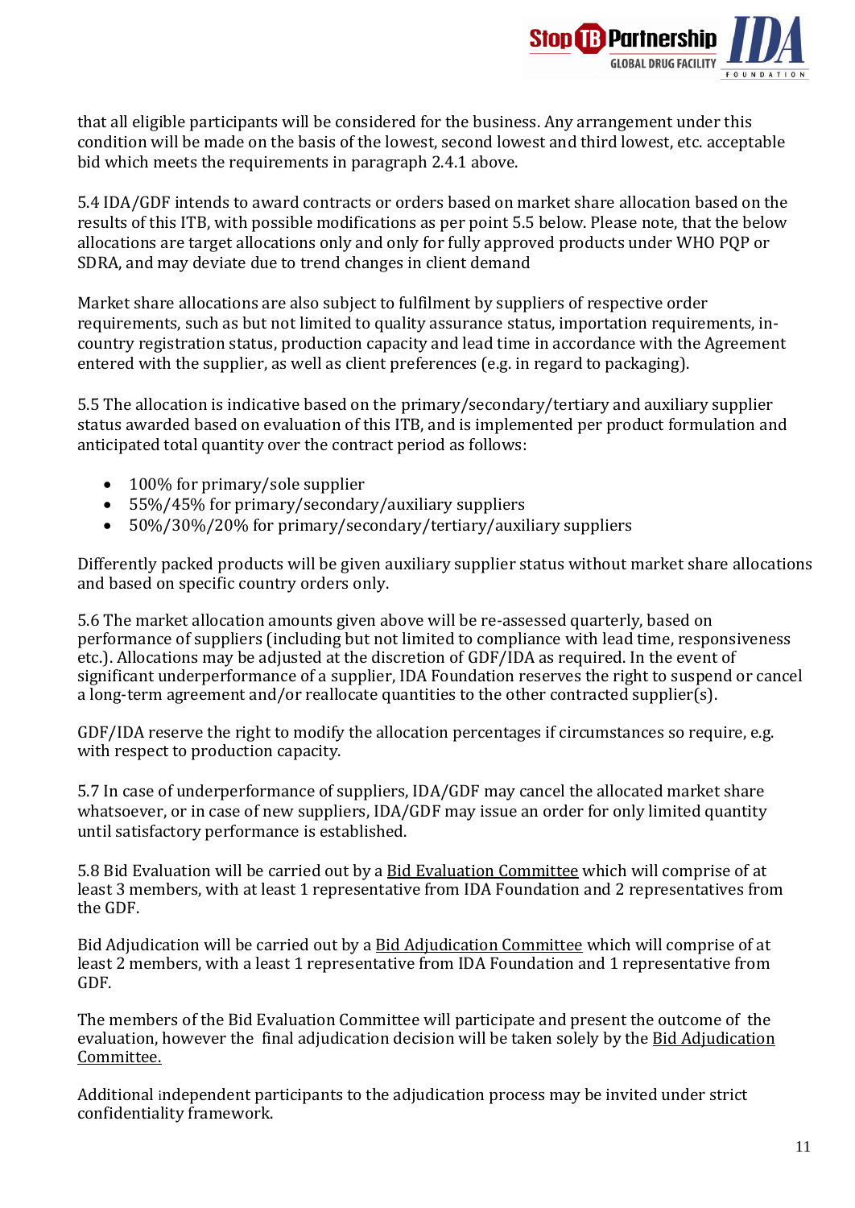that all eligible participants will be considered for the business. Any arrangement under this condition will be made on the basis of the lowest, second lowest and third lowest, etc. acceptable bid which meets the requirements in paragraph 2.4.1 above.

5.4 IDA/GDF intends to award contracts or orders based on market share allocation based on the results of this ITB, with possible modifications as per point 5.5 below. Please note, that the below allocations are target allocations only and only for fully approved products under WHO PQP or SDRA, and may deviate due to trend changes in client demand

Market share allocations are also subject to fulfilment by suppliers of respective order requirements, such as but not limited to quality assurance status, importation requirements, in-country registration status, production capacity and lead time in accordance with the Agreement entered with the supplier, as well as client preferences (e.g. in regard to packaging).

5.5 The allocation is indicative based on the primary/secondary/tertiary and auxiliary supplier status awarded based on evaluation of this ITB, and is implemented per product formulation and anticipated total quantity over the contract period as follows:

- 100% for primary/sole supplier
- 55%/45% for primary/secondary/auxiliary suppliers
- 50%/30%/20% for primary/secondary/tertiary/auxiliary suppliers

Differently packed products will be given auxiliary supplier status without market share allocations and based on specific country orders only.

5.6 The market allocation amounts given above will be re-assessed quarterly, based on performance of suppliers (including but not limited to compliance with lead time, responsiveness etc.). Allocations may be adjusted at the discretion of GDF/IDA as required. In the event of significant underperformance of a supplier, IDA Foundation reserves the right to suspend or cancel a long-term agreement and/or reallocate quantities to the other contracted supplier(s).

GDF/IDA reserve the right to modify the allocation percentages if circumstances so require, e.g. with respect to production capacity.

5.7 In case of underperformance of suppliers, IDA/GDF may cancel the allocated market share whatsoever, or in case of new suppliers, IDA/GDF may issue an order for only limited quantity until satisfactory performance is established.

5.8 Bid Evaluation will be carried out by a Bid Evaluation Committee which will comprise of at least 3 members, with at least 1 representative from IDA Foundation and 2 representatives from the GDF.

Bid Adjudication will be carried out by a Bid Adjudication Committee which will comprise of at least 2 members, with a least 1 representative from IDA Foundation and 1 representative from GDF.

The members of the Bid Evaluation Committee will participate and present the outcome of the evaluation, however the final adjudication decision will be taken solely by the Bid Adjudication Committee.

Additional independent participants to the adjudication process may be invited under strict confidentiality framework.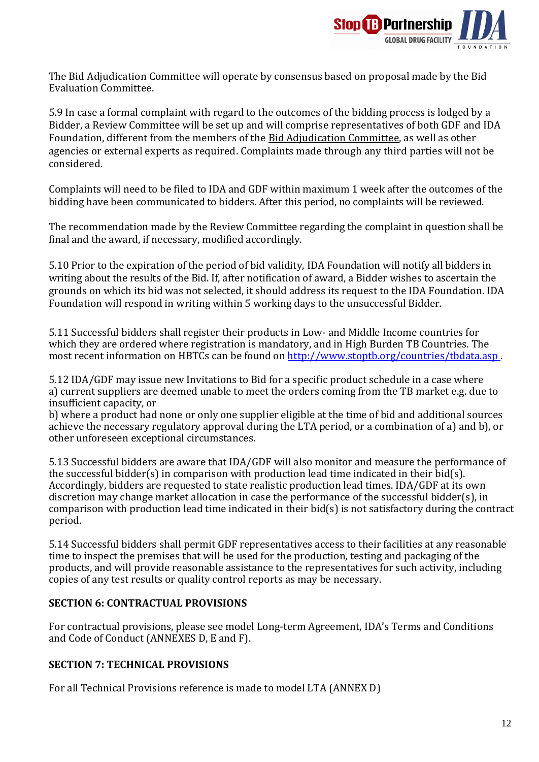The Bid Adjudication Committee will operate by consensus based on proposal made by the Bid Evaluation Committee.

5.9 In case a formal complaint with regard to the outcomes of the bidding process is lodged by a Bidder, a Review Committee will be set up and will comprise representatives of both GDF and IDA Foundation, different from the members of the Bid Adjudication Committee, as well as other agencies or external experts as required. Complaints made through any third parties will not be considered.

Complaints will need to be filed to IDA and GDF within maximum 1 week after the outcomes of the bidding have been communicated to bidders. After this period, no complaints will be reviewed.

The recommendation made by the Review Committee regarding the complaint in question shall be final and the award, if necessary, modified accordingly.

5.10 Prior to the expiration of the period of bid validity, IDA Foundation will notify all bidders in writing about the results of the Bid. If, after notification of award, a Bidder wishes to ascertain the grounds on which its bid was not selected, it should address its request to the IDA Foundation. IDA Foundation will respond in writing within 5 working days to the unsuccessful Bidder.

5.11 Successful bidders shall register their products in Low- and Middle Income countries for which they are ordered where registration is mandatory, and in High Burden TB Countries. The most recent information on HBTCs can be found on [http://www.stoptb.org/countries/tbdata.asp](http://www.stoptb.org/countries/tbdata.asp).

5.12 IDA/GDF may issue new Invitations to Bid for a specific product schedule in a case where
a) current suppliers are deemed unable to meet the orders coming from the TB market e.g. due to insufficient capacity, or
b) where a product had none or only one supplier eligible at the time of bid and additional sources achieve the necessary regulatory approval during the LTA period, or a combination of a) and b), or other unforeseen exceptional circumstances.

5.13 Successful bidders are aware that IDA/GDF will also monitor and measure the performance of the successful bidder(s) in comparison with production lead time indicated in their bid(s). Accordingly, bidders are requested to state realistic production lead times. IDA/GDF at its own discretion may change market allocation in case the performance of the successful bidder(s), in comparison with production lead time indicated in their bid(s) is not satisfactory during the contract period.

5.14 Successful bidders shall permit GDF representatives access to their facilities at any reasonable time to inspect the premises that will be used for the production, testing and packaging of the products, and will provide reasonable assistance to the representatives for such activity, including copies of any test results or quality control reports as may be necessary.

## SECTION 6: CONTRACTUAL PROVISIONS

For contractual provisions, please see model Long-term Agreement, IDA's Terms and Conditions and Code of Conduct (ANNEXES D, E and F).

## SECTION 7: TECHNICAL PROVISIONS

For all Technical Provisions reference is made to model LTA (ANNEX D)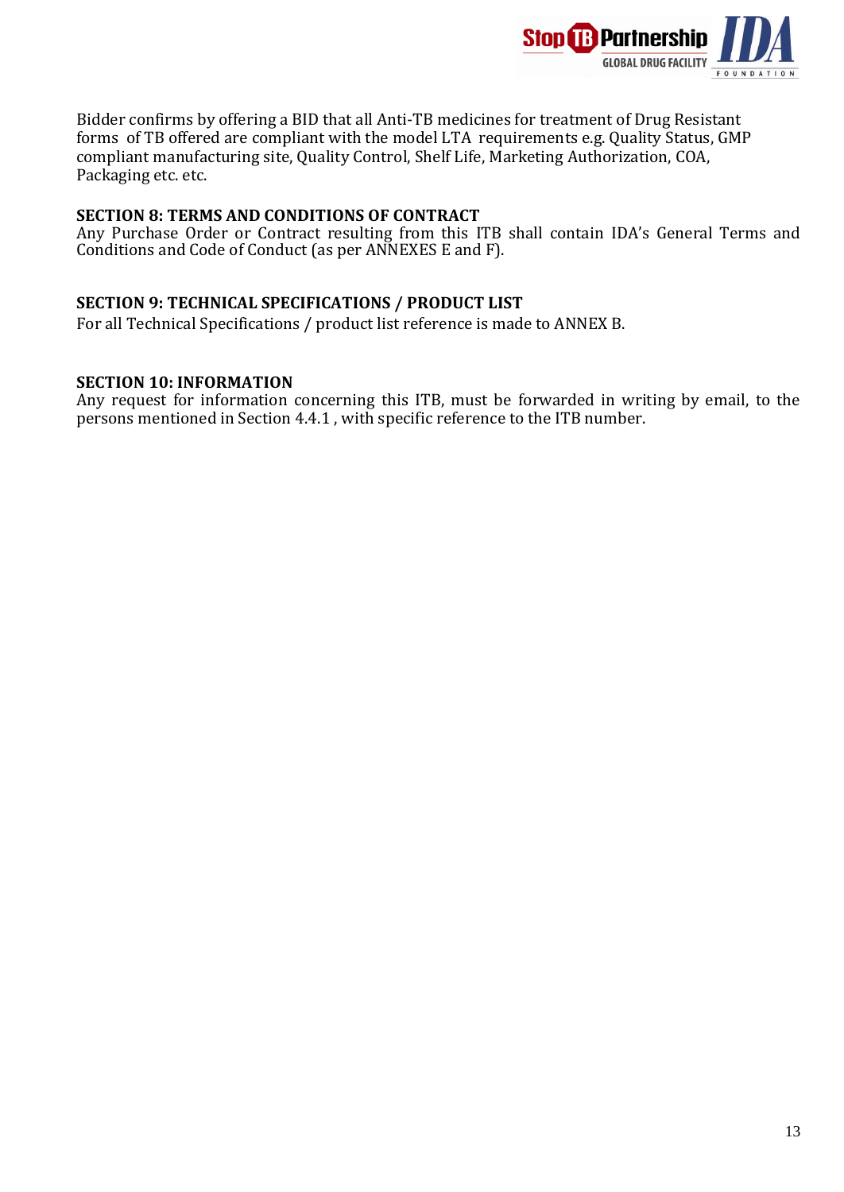Bidder confirms by offering a BID that all Anti-TB medicines for treatment of Drug Resistant forms of TB offered are compliant with the model LTA requirements e.g. Quality Status, GMP compliant manufacturing site, Quality Control, Shelf Life, Marketing Authorization, COA, Packaging etc. etc.

## SECTION 8: TERMS AND CONDITIONS OF CONTRACT

Any Purchase Order or Contract resulting from this ITB shall contain IDA's General Terms and Conditions and Code of Conduct (as per ANNEXES E and F).

## SECTION 9: TECHNICAL SPECIFICATIONS / PRODUCT LIST

For all Technical Specifications / product list reference is made to ANNEX B.

## SECTION 10: INFORMATION

Any request for information concerning this ITB, must be forwarded in writing by email, to the persons mentioned in Section 4.4.1 , with specific reference to the ITB number.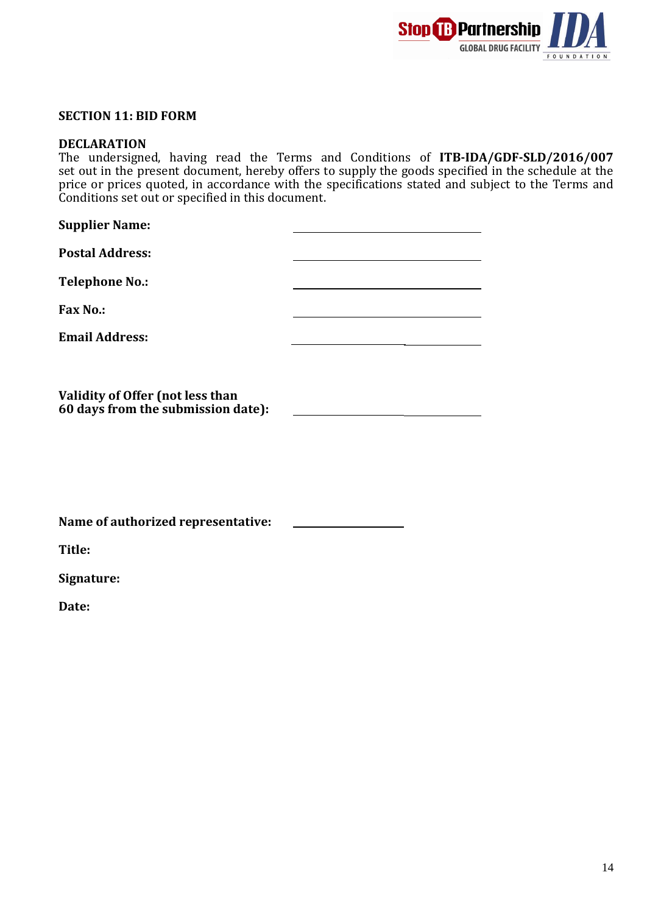**SECTION 11: BID FORM**

**DECLARATION**

The undersigned, having read the Terms and Conditions of **ITB-IDA/GDF-SLD/2016/007** set out in the present document, hereby offers to supply the goods specified in the schedule at the price or prices quoted, in accordance with the specifications stated and subject to the Terms and Conditions set out or specified in this document.

**Supplier Name:** ______________________

**Postal Address:** ______________________

**Telephone No.:** ______________________

**Fax No.:** ______________________

**Email Address:** ______________________

**Validity of Offer (not less than 60 days from the submission date):** ______________________

**Name of authorized representative:** ______________

**Title:**

**Signature:**

**Date:**